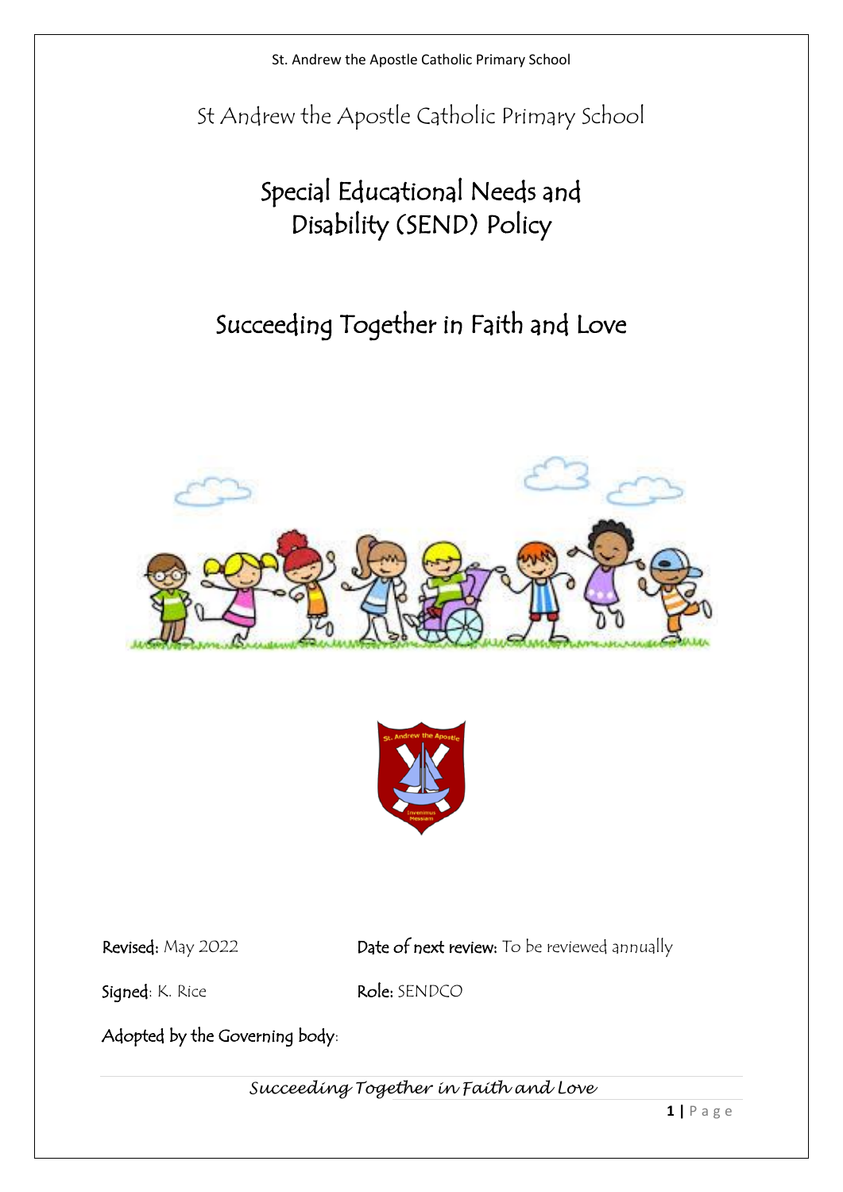St Andrew the Apostle Catholic Primary School

# Special Educational Needs and Disability (SEND) Policy

## Succeeding Together in Faith and Love

**Revised:** May 2022

**Date of next review:** To be reviewed annually

**Signed:** K. Rice

**Role:** SENDCO

**Adopted by the Governing body:**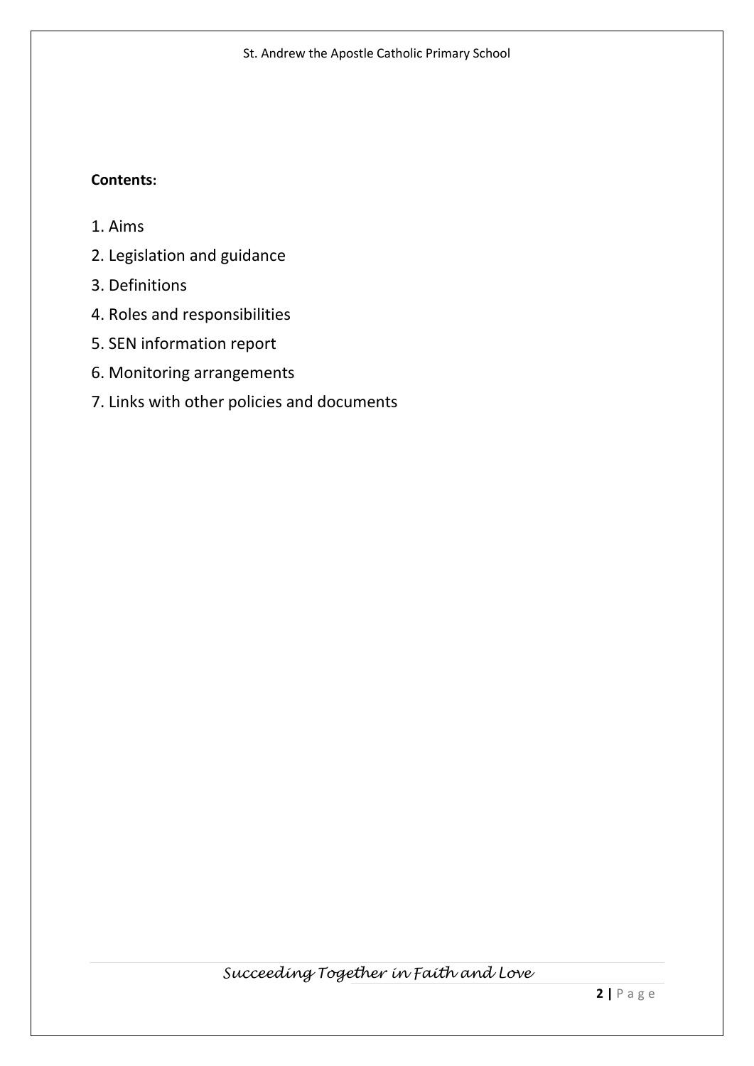**Contents:**

1. Aims
2. Legislation and guidance
3. Definitions
4. Roles and responsibilities
5. SEN information report
6. Monitoring arrangements
7. Links with other policies and documents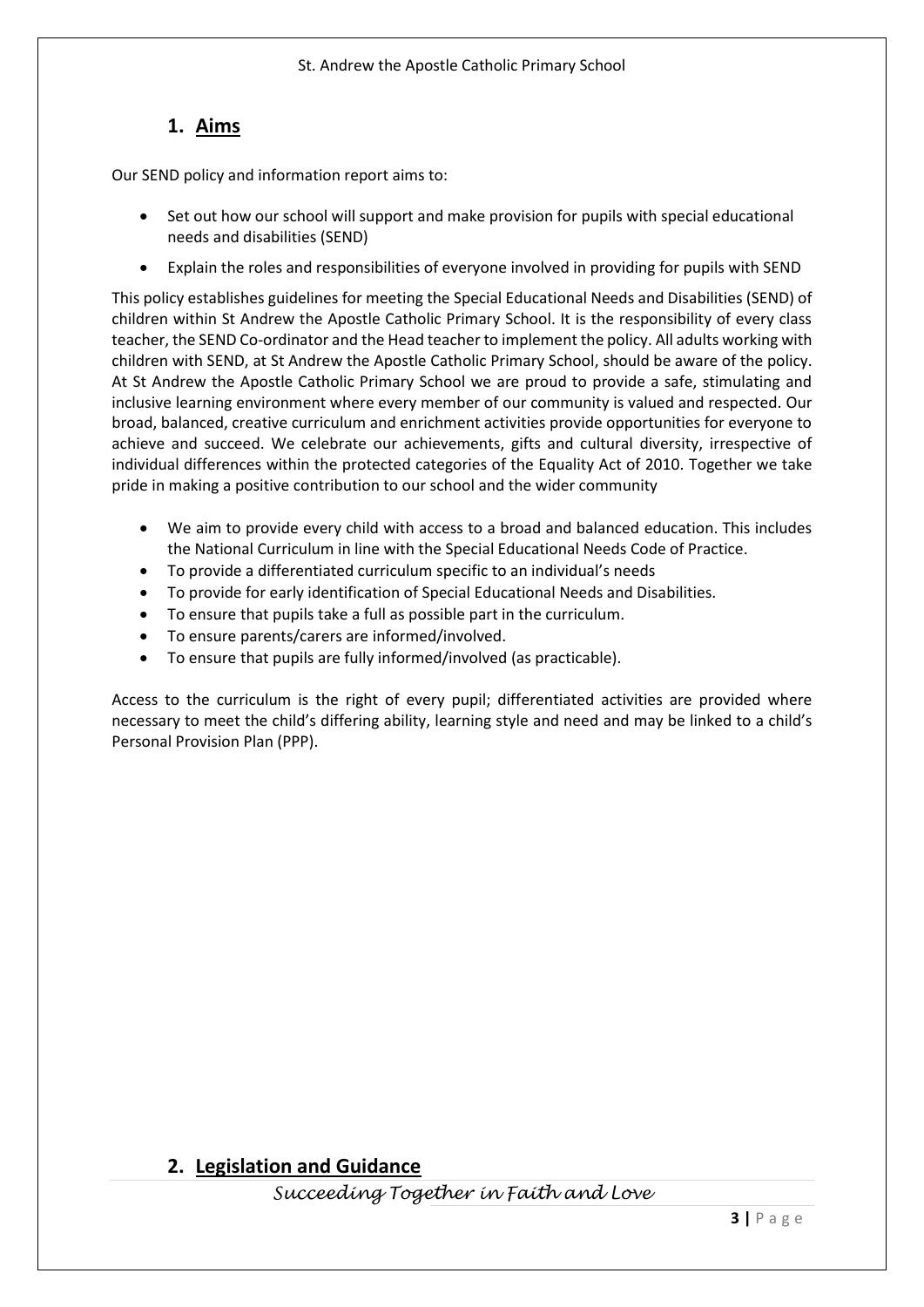## 1. Aims

Our SEND policy and information report aims to:

- Set out how our school will support and make provision for pupils with special educational needs and disabilities (SEND)
- Explain the roles and responsibilities of everyone involved in providing for pupils with SEND

This policy establishes guidelines for meeting the Special Educational Needs and Disabilities (SEND) of children within St Andrew the Apostle Catholic Primary School. It is the responsibility of every class teacher, the SEND Co-ordinator and the Head teacher to implement the policy. All adults working with children with SEND, at St Andrew the Apostle Catholic Primary School, should be aware of the policy. At St Andrew the Apostle Catholic Primary School we are proud to provide a safe, stimulating and inclusive learning environment where every member of our community is valued and respected. Our broad, balanced, creative curriculum and enrichment activities provide opportunities for everyone to achieve and succeed. We celebrate our achievements, gifts and cultural diversity, irrespective of individual differences within the protected categories of the Equality Act of 2010. Together we take pride in making a positive contribution to our school and the wider community

- We aim to provide every child with access to a broad and balanced education. This includes the National Curriculum in line with the Special Educational Needs Code of Practice.
- To provide a differentiated curriculum specific to an individual's needs
- To provide for early identification of Special Educational Needs and Disabilities.
- To ensure that pupils take a full as possible part in the curriculum.
- To ensure parents/carers are informed/involved.
- To ensure that pupils are fully informed/involved (as practicable).

Access to the curriculum is the right of every pupil; differentiated activities are provided where necessary to meet the child's differing ability, learning style and need and may be linked to a child's Personal Provision Plan (PPP).

## 2. Legislation and Guidance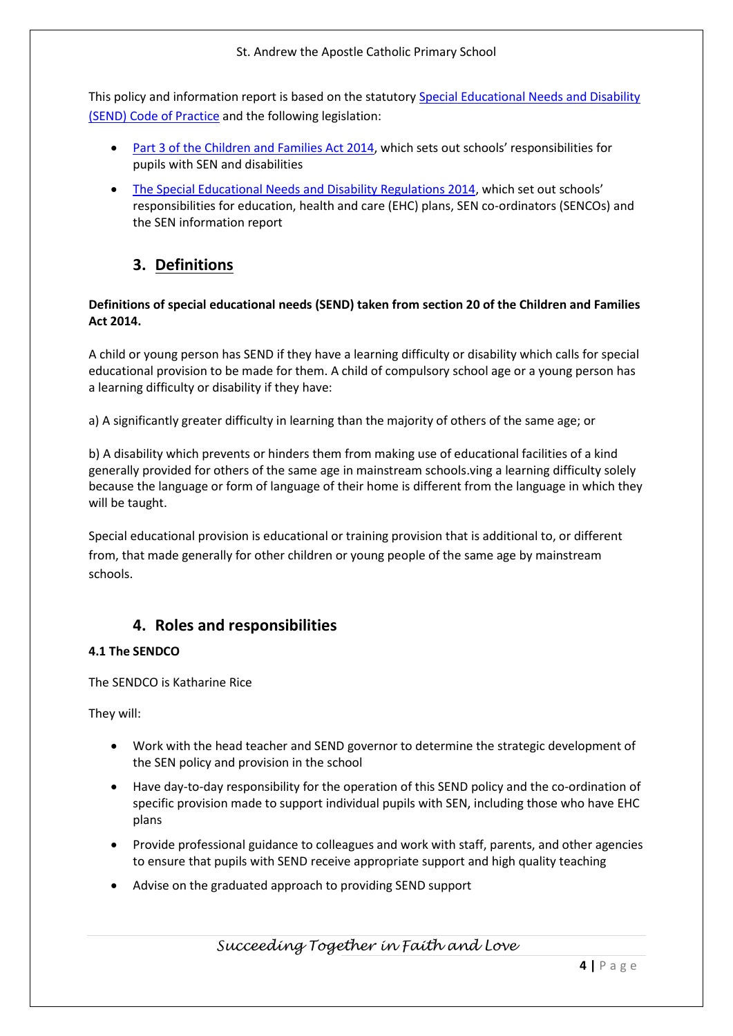This policy and information report is based on the statutory [Special Educational Needs and Disability (SEND) Code of Practice]() and the following legislation:

- [Part 3 of the Children and Families Act 2014](), which sets out schools' responsibilities for pupils with SEN and disabilities
- [The Special Educational Needs and Disability Regulations 2014](), which set out schools' responsibilities for education, health and care (EHC) plans, SEN co-ordinators (SENCOs) and the SEN information report

## 3. Definitions

**Definitions of special educational needs (SEND) taken from section 20 of the Children and Families Act 2014.**

A child or young person has SEND if they have a learning difficulty or disability which calls for special educational provision to be made for them. A child of compulsory school age or a young person has a learning difficulty or disability if they have:

a) A significantly greater difficulty in learning than the majority of others of the same age; or

b) A disability which prevents or hinders them from making use of educational facilities of a kind generally provided for others of the same age in mainstream schools.ving a learning difficulty solely because the language or form of language of their home is different from the language in which they will be taught.

Special educational provision is educational or training provision that is additional to, or different from, that made generally for other children or young people of the same age by mainstream schools.

## 4. Roles and responsibilities

### 4.1 The SENDCO

The SENDCO is Katharine Rice

They will:

- Work with the head teacher and SEND governor to determine the strategic development of the SEN policy and provision in the school
- Have day-to-day responsibility for the operation of this SEND policy and the co-ordination of specific provision made to support individual pupils with SEN, including those who have EHC plans
- Provide professional guidance to colleagues and work with staff, parents, and other agencies to ensure that pupils with SEND receive appropriate support and high quality teaching
- Advise on the graduated approach to providing SEND support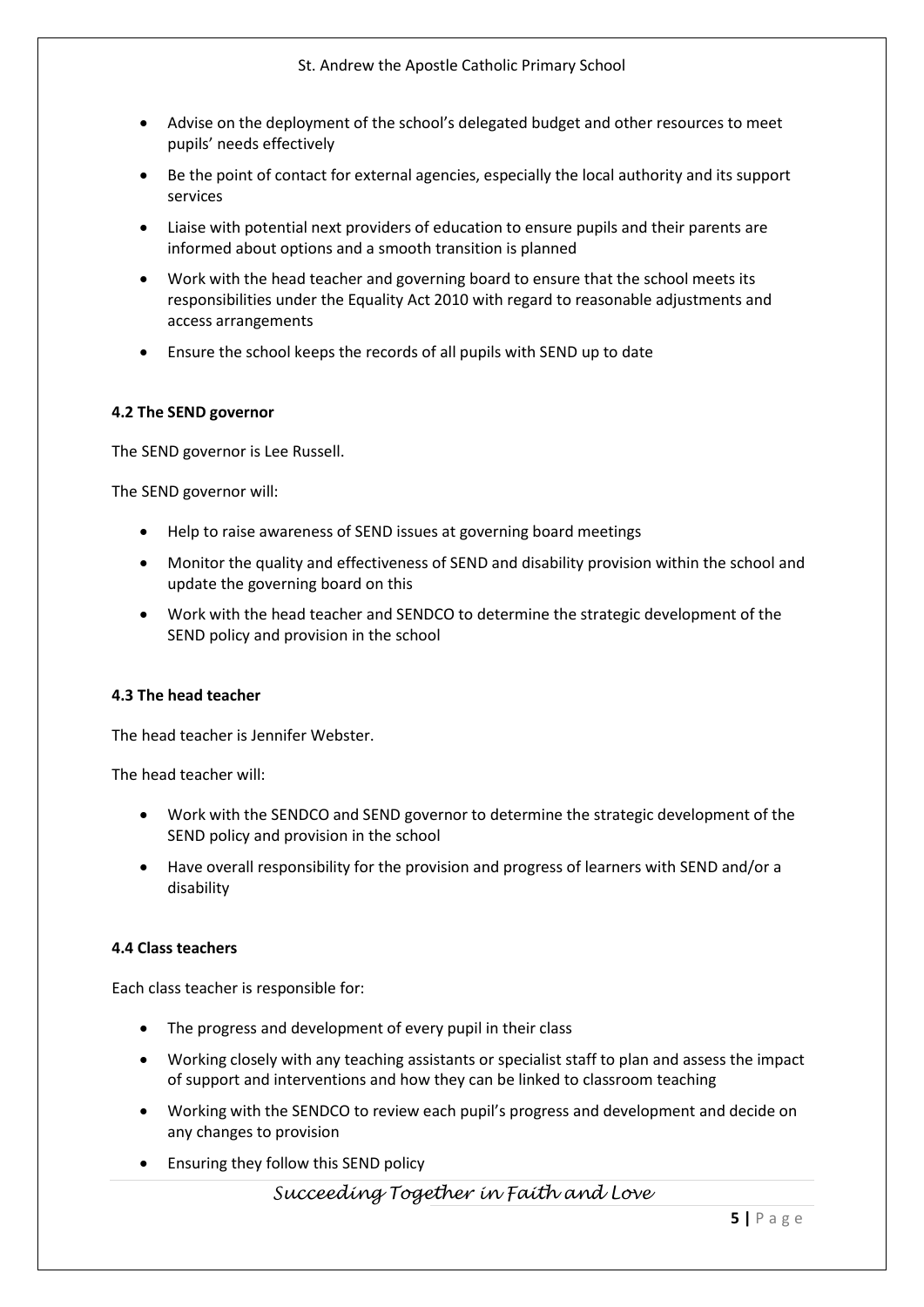- Advise on the deployment of the school's delegated budget and other resources to meet pupils' needs effectively
- Be the point of contact for external agencies, especially the local authority and its support services
- Liaise with potential next providers of education to ensure pupils and their parents are informed about options and a smooth transition is planned
- Work with the head teacher and governing board to ensure that the school meets its responsibilities under the Equality Act 2010 with regard to reasonable adjustments and access arrangements
- Ensure the school keeps the records of all pupils with SEND up to date

**4.2 The SEND governor**

The SEND governor is Lee Russell.

The SEND governor will:

- Help to raise awareness of SEND issues at governing board meetings
- Monitor the quality and effectiveness of SEND and disability provision within the school and update the governing board on this
- Work with the head teacher and SENDCO to determine the strategic development of the SEND policy and provision in the school

**4.3 The head teacher**

The head teacher is Jennifer Webster.

The head teacher will:

- Work with the SENDCO and SEND governor to determine the strategic development of the SEND policy and provision in the school
- Have overall responsibility for the provision and progress of learners with SEND and/or a disability

**4.4 Class teachers**

Each class teacher is responsible for:

- The progress and development of every pupil in their class
- Working closely with any teaching assistants or specialist staff to plan and assess the impact of support and interventions and how they can be linked to classroom teaching
- Working with the SENDCO to review each pupil's progress and development and decide on any changes to provision
- Ensuring they follow this SEND policy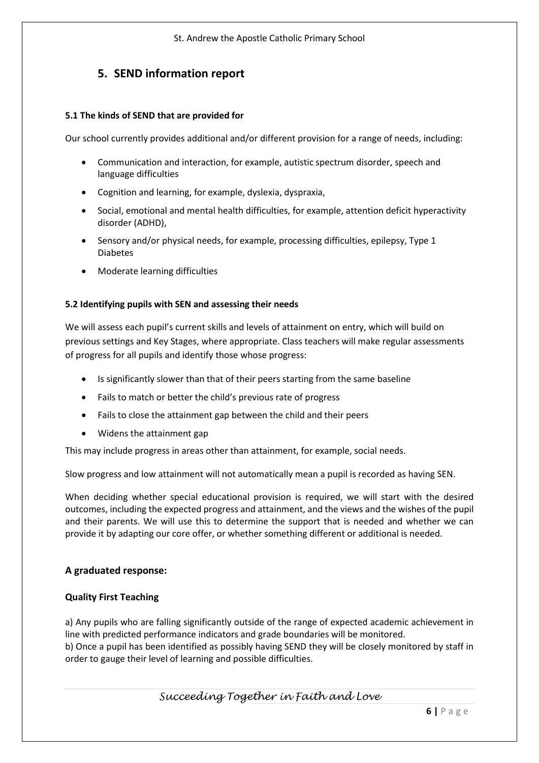## 5. SEND information report

### 5.1 The kinds of SEND that are provided for

Our school currently provides additional and/or different provision for a range of needs, including:

- Communication and interaction, for example, autistic spectrum disorder, speech and language difficulties
- Cognition and learning, for example, dyslexia, dyspraxia,
- Social, emotional and mental health difficulties, for example, attention deficit hyperactivity disorder (ADHD),
- Sensory and/or physical needs, for example, processing difficulties, epilepsy, Type 1 Diabetes
- Moderate learning difficulties

### 5.2 Identifying pupils with SEN and assessing their needs

We will assess each pupil's current skills and levels of attainment on entry, which will build on previous settings and Key Stages, where appropriate. Class teachers will make regular assessments of progress for all pupils and identify those whose progress:

- Is significantly slower than that of their peers starting from the same baseline
- Fails to match or better the child's previous rate of progress
- Fails to close the attainment gap between the child and their peers
- Widens the attainment gap

This may include progress in areas other than attainment, for example, social needs.

Slow progress and low attainment will not automatically mean a pupil is recorded as having SEN.

When deciding whether special educational provision is required, we will start with the desired outcomes, including the expected progress and attainment, and the views and the wishes of the pupil and their parents. We will use this to determine the support that is needed and whether we can provide it by adapting our core offer, or whether something different or additional is needed.

### A graduated response:

**Quality First Teaching**

a) Any pupils who are falling significantly outside of the range of expected academic achievement in line with predicted performance indicators and grade boundaries will be monitored.
b) Once a pupil has been identified as possibly having SEND they will be closely monitored by staff in order to gauge their level of learning and possible difficulties.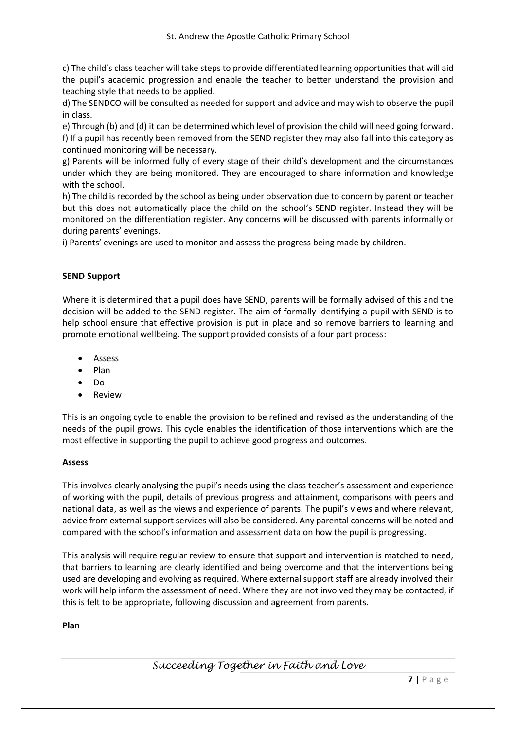c) The child's class teacher will take steps to provide differentiated learning opportunities that will aid the pupil's academic progression and enable the teacher to better understand the provision and teaching style that needs to be applied.

d) The SENDCO will be consulted as needed for support and advice and may wish to observe the pupil in class.

e) Through (b) and (d) it can be determined which level of provision the child will need going forward.

f) If a pupil has recently been removed from the SEND register they may also fall into this category as continued monitoring will be necessary.

g) Parents will be informed fully of every stage of their child's development and the circumstances under which they are being monitored. They are encouraged to share information and knowledge with the school.

h) The child is recorded by the school as being under observation due to concern by parent or teacher but this does not automatically place the child on the school's SEND register. Instead they will be monitored on the differentiation register. Any concerns will be discussed with parents informally or during parents' evenings.

i) Parents' evenings are used to monitor and assess the progress being made by children.

**SEND Support**

Where it is determined that a pupil does have SEND, parents will be formally advised of this and the decision will be added to the SEND register. The aim of formally identifying a pupil with SEND is to help school ensure that effective provision is put in place and so remove barriers to learning and promote emotional wellbeing. The support provided consists of a four part process:

- Assess
- Plan
- Do
- Review

This is an ongoing cycle to enable the provision to be refined and revised as the understanding of the needs of the pupil grows. This cycle enables the identification of those interventions which are the most effective in supporting the pupil to achieve good progress and outcomes.

**Assess**

This involves clearly analysing the pupil's needs using the class teacher's assessment and experience of working with the pupil, details of previous progress and attainment, comparisons with peers and national data, as well as the views and experience of parents. The pupil's views and where relevant, advice from external support services will also be considered. Any parental concerns will be noted and compared with the school's information and assessment data on how the pupil is progressing.

This analysis will require regular review to ensure that support and intervention is matched to need, that barriers to learning are clearly identified and being overcome and that the interventions being used are developing and evolving as required. Where external support staff are already involved their work will help inform the assessment of need. Where they are not involved they may be contacted, if this is felt to be appropriate, following discussion and agreement from parents.

**Plan**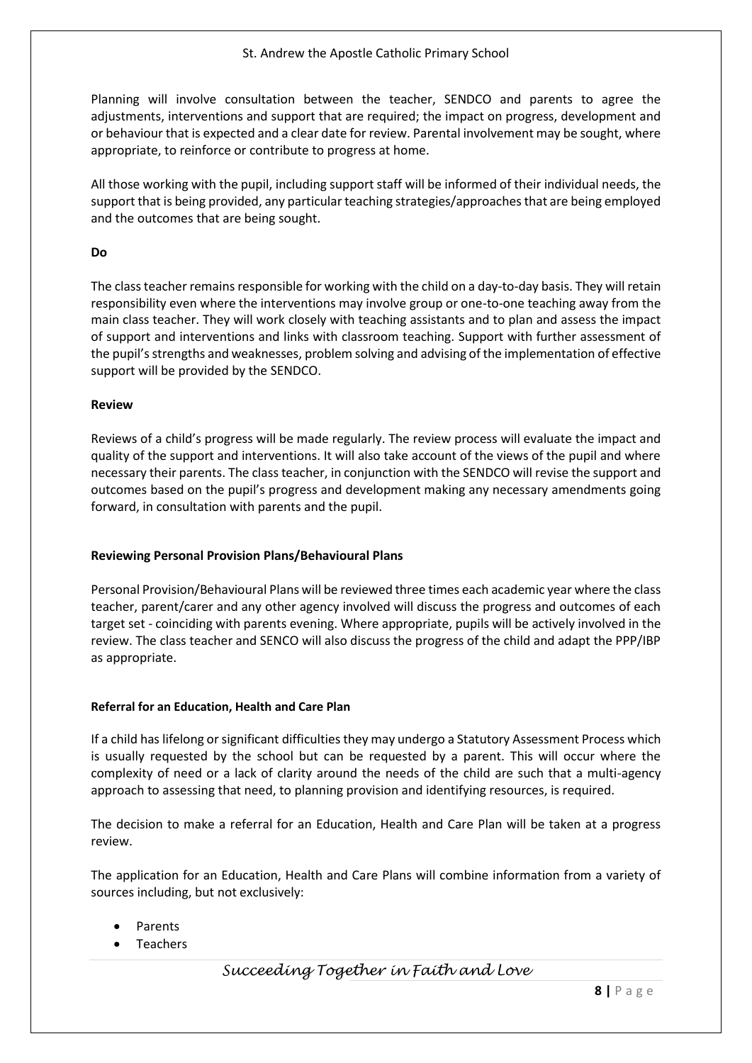Planning will involve consultation between the teacher, SENDCO and parents to agree the adjustments, interventions and support that are required; the impact on progress, development and or behaviour that is expected and a clear date for review. Parental involvement may be sought, where appropriate, to reinforce or contribute to progress at home.

All those working with the pupil, including support staff will be informed of their individual needs, the support that is being provided, any particular teaching strategies/approaches that are being employed and the outcomes that are being sought.

**Do**

The class teacher remains responsible for working with the child on a day-to-day basis. They will retain responsibility even where the interventions may involve group or one-to-one teaching away from the main class teacher. They will work closely with teaching assistants and to plan and assess the impact of support and interventions and links with classroom teaching. Support with further assessment of the pupil's strengths and weaknesses, problem solving and advising of the implementation of effective support will be provided by the SENDCO.

**Review**

Reviews of a child's progress will be made regularly. The review process will evaluate the impact and quality of the support and interventions. It will also take account of the views of the pupil and where necessary their parents. The class teacher, in conjunction with the SENDCO will revise the support and outcomes based on the pupil's progress and development making any necessary amendments going forward, in consultation with parents and the pupil.

**Reviewing Personal Provision Plans/Behavioural Plans**

Personal Provision/Behavioural Plans will be reviewed three times each academic year where the class teacher, parent/carer and any other agency involved will discuss the progress and outcomes of each target set - coinciding with parents evening. Where appropriate, pupils will be actively involved in the review. The class teacher and SENCO will also discuss the progress of the child and adapt the PPP/IBP as appropriate.

**Referral for an Education, Health and Care Plan**

If a child has lifelong or significant difficulties they may undergo a Statutory Assessment Process which is usually requested by the school but can be requested by a parent. This will occur where the complexity of need or a lack of clarity around the needs of the child are such that a multi-agency approach to assessing that need, to planning provision and identifying resources, is required.

The decision to make a referral for an Education, Health and Care Plan will be taken at a progress review.

The application for an Education, Health and Care Plans will combine information from a variety of sources including, but not exclusively:

- Parents
- Teachers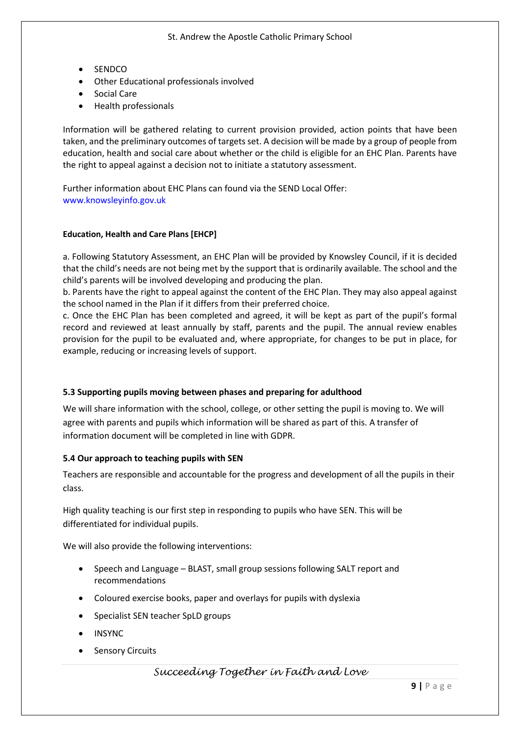- SENDCO
- Other Educational professionals involved
- Social Care
- Health professionals

Information will be gathered relating to current provision provided, action points that have been taken, and the preliminary outcomes of targets set. A decision will be made by a group of people from education, health and social care about whether or the child is eligible for an EHC Plan. Parents have the right to appeal against a decision not to initiate a statutory assessment.

Further information about EHC Plans can found via the SEND Local Offer:
www.knowsleyinfo.gov.uk

**Education, Health and Care Plans [EHCP]**

a. Following Statutory Assessment, an EHC Plan will be provided by Knowsley Council, if it is decided that the child's needs are not being met by the support that is ordinarily available. The school and the child's parents will be involved developing and producing the plan.
b. Parents have the right to appeal against the content of the EHC Plan. They may also appeal against the school named in the Plan if it differs from their preferred choice.
c. Once the EHC Plan has been completed and agreed, it will be kept as part of the pupil's formal record and reviewed at least annually by staff, parents and the pupil. The annual review enables provision for the pupil to be evaluated and, where appropriate, for changes to be put in place, for example, reducing or increasing levels of support.

### 5.3 Supporting pupils moving between phases and preparing for adulthood

We will share information with the school, college, or other setting the pupil is moving to. We will agree with parents and pupils which information will be shared as part of this. A transfer of information document will be completed in line with GDPR.

### 5.4 Our approach to teaching pupils with SEN

Teachers are responsible and accountable for the progress and development of all the pupils in their class.

High quality teaching is our first step in responding to pupils who have SEN. This will be differentiated for individual pupils.

We will also provide the following interventions:

- Speech and Language – BLAST, small group sessions following SALT report and recommendations
- Coloured exercise books, paper and overlays for pupils with dyslexia
- Specialist SEN teacher SpLD groups
- INSYNC
- Sensory Circuits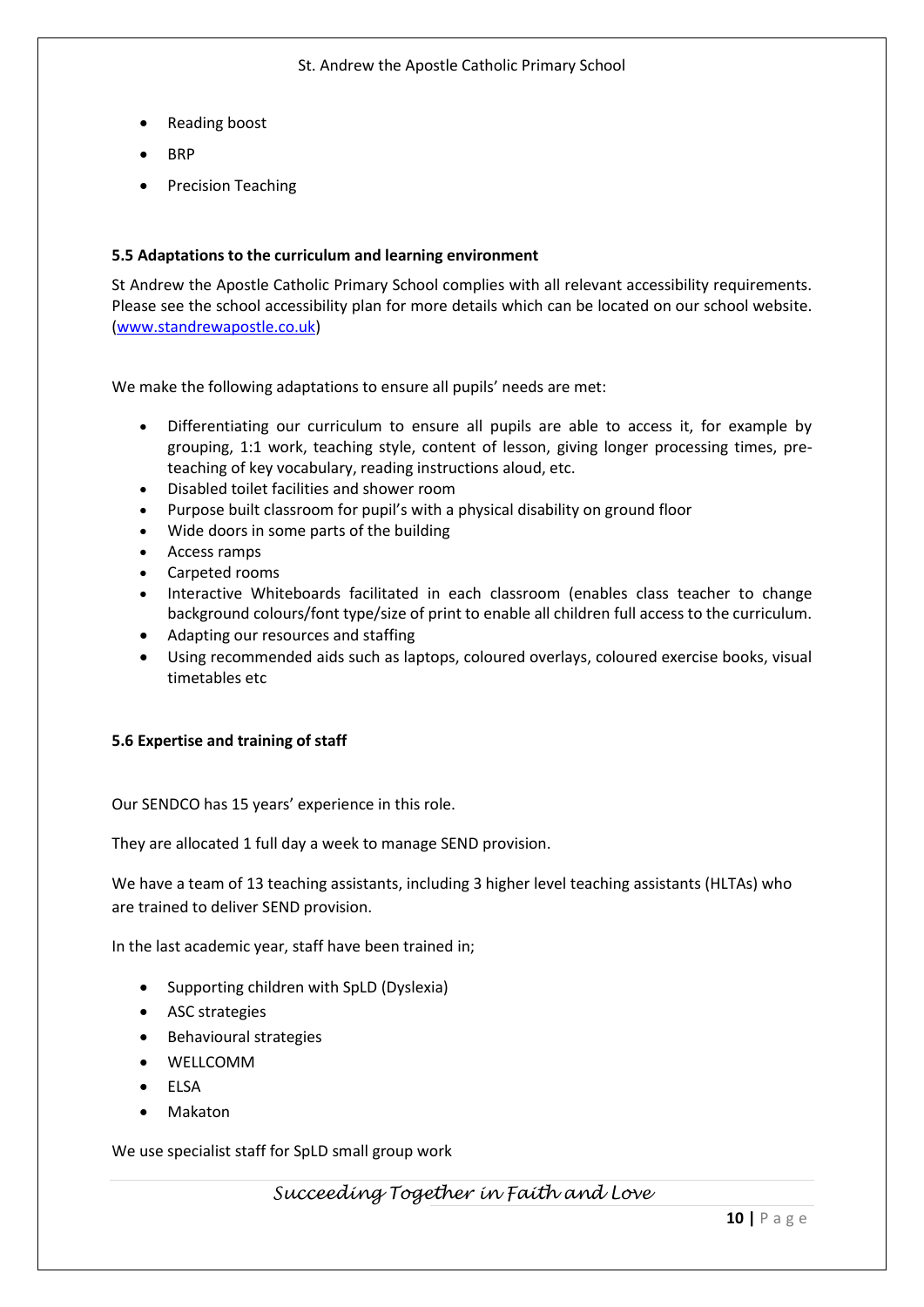- Reading boost
- BRP
- Precision Teaching

### 5.5 Adaptations to the curriculum and learning environment

St Andrew the Apostle Catholic Primary School complies with all relevant accessibility requirements. Please see the school accessibility plan for more details which can be located on our school website. ([www.standrewapostle.co.uk](www.standrewapostle.co.uk))

We make the following adaptations to ensure all pupils' needs are met:

- Differentiating our curriculum to ensure all pupils are able to access it, for example by grouping, 1:1 work, teaching style, content of lesson, giving longer processing times, pre-teaching of key vocabulary, reading instructions aloud, etc.
- Disabled toilet facilities and shower room
- Purpose built classroom for pupil's with a physical disability on ground floor
- Wide doors in some parts of the building
- Access ramps
- Carpeted rooms
- Interactive Whiteboards facilitated in each classroom (enables class teacher to change background colours/font type/size of print to enable all children full access to the curriculum.
- Adapting our resources and staffing
- Using recommended aids such as laptops, coloured overlays, coloured exercise books, visual timetables etc

### 5.6 Expertise and training of staff

Our SENDCO has 15 years' experience in this role.

They are allocated 1 full day a week to manage SEND provision.

We have a team of 13 teaching assistants, including 3 higher level teaching assistants (HLTAs) who are trained to deliver SEND provision.

In the last academic year, staff have been trained in;

- Supporting children with SpLD (Dyslexia)
- ASC strategies
- Behavioural strategies
- WELLCOMM
- ELSA
- Makaton

We use specialist staff for SpLD small group work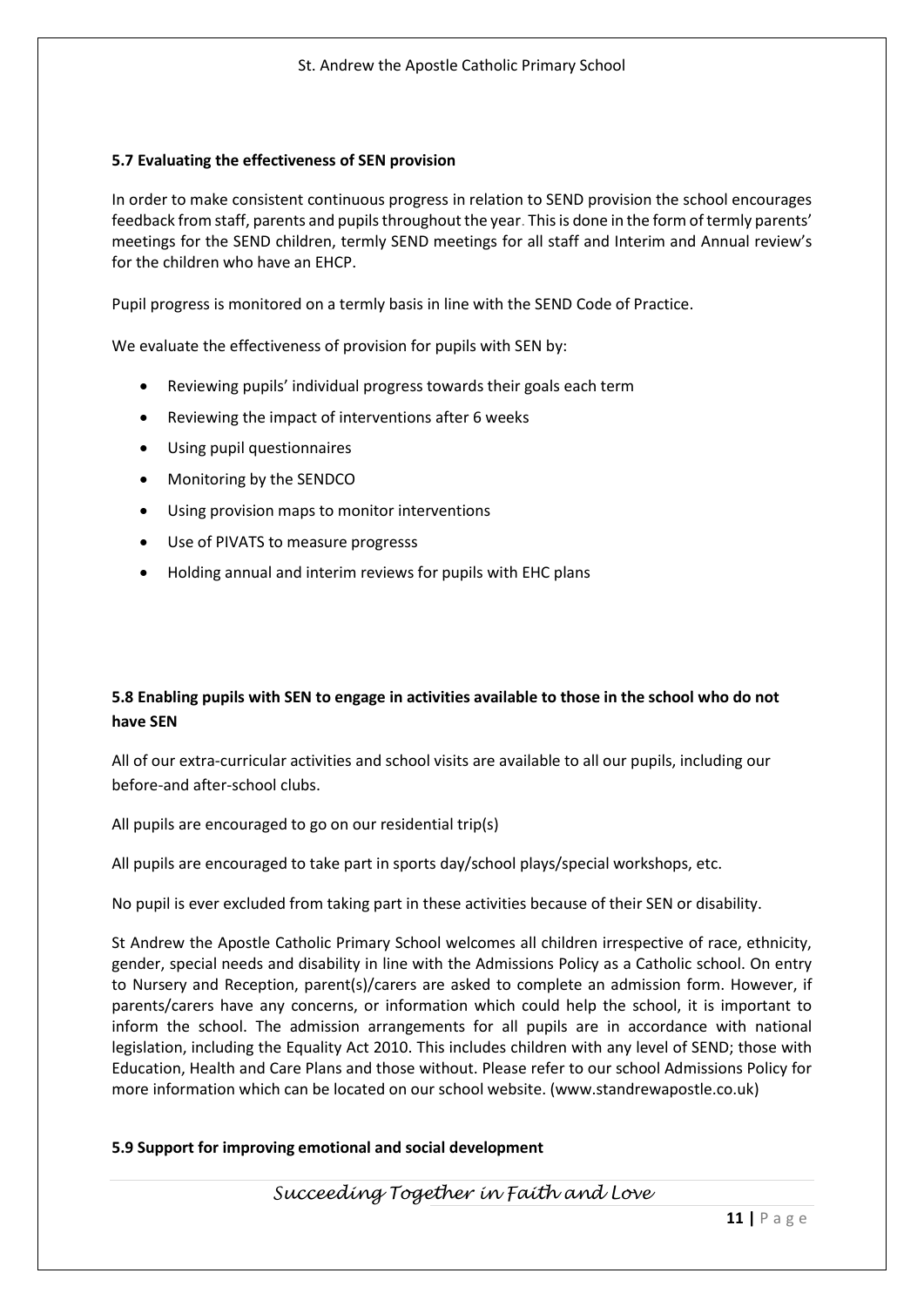### 5.7 Evaluating the effectiveness of SEN provision

In order to make consistent continuous progress in relation to SEND provision the school encourages feedback from staff, parents and pupils throughout the year. This is done in the form of termly parents' meetings for the SEND children, termly SEND meetings for all staff and Interim and Annual review's for the children who have an EHCP.

Pupil progress is monitored on a termly basis in line with the SEND Code of Practice.

We evaluate the effectiveness of provision for pupils with SEN by:

- Reviewing pupils' individual progress towards their goals each term
- Reviewing the impact of interventions after 6 weeks
- Using pupil questionnaires
- Monitoring by the SENDCO
- Using provision maps to monitor interventions
- Use of PIVATS to measure progresss
- Holding annual and interim reviews for pupils with EHC plans

### 5.8 Enabling pupils with SEN to engage in activities available to those in the school who do not have SEN

All of our extra-curricular activities and school visits are available to all our pupils, including our before-and after-school clubs.

All pupils are encouraged to go on our residential trip(s)

All pupils are encouraged to take part in sports day/school plays/special workshops, etc.

No pupil is ever excluded from taking part in these activities because of their SEN or disability.

St Andrew the Apostle Catholic Primary School welcomes all children irrespective of race, ethnicity, gender, special needs and disability in line with the Admissions Policy as a Catholic school. On entry to Nursery and Reception, parent(s)/carers are asked to complete an admission form. However, if parents/carers have any concerns, or information which could help the school, it is important to inform the school. The admission arrangements for all pupils are in accordance with national legislation, including the Equality Act 2010. This includes children with any level of SEND; those with Education, Health and Care Plans and those without. Please refer to our school Admissions Policy for more information which can be located on our school website. (www.standrewapostle.co.uk)

### 5.9 Support for improving emotional and social development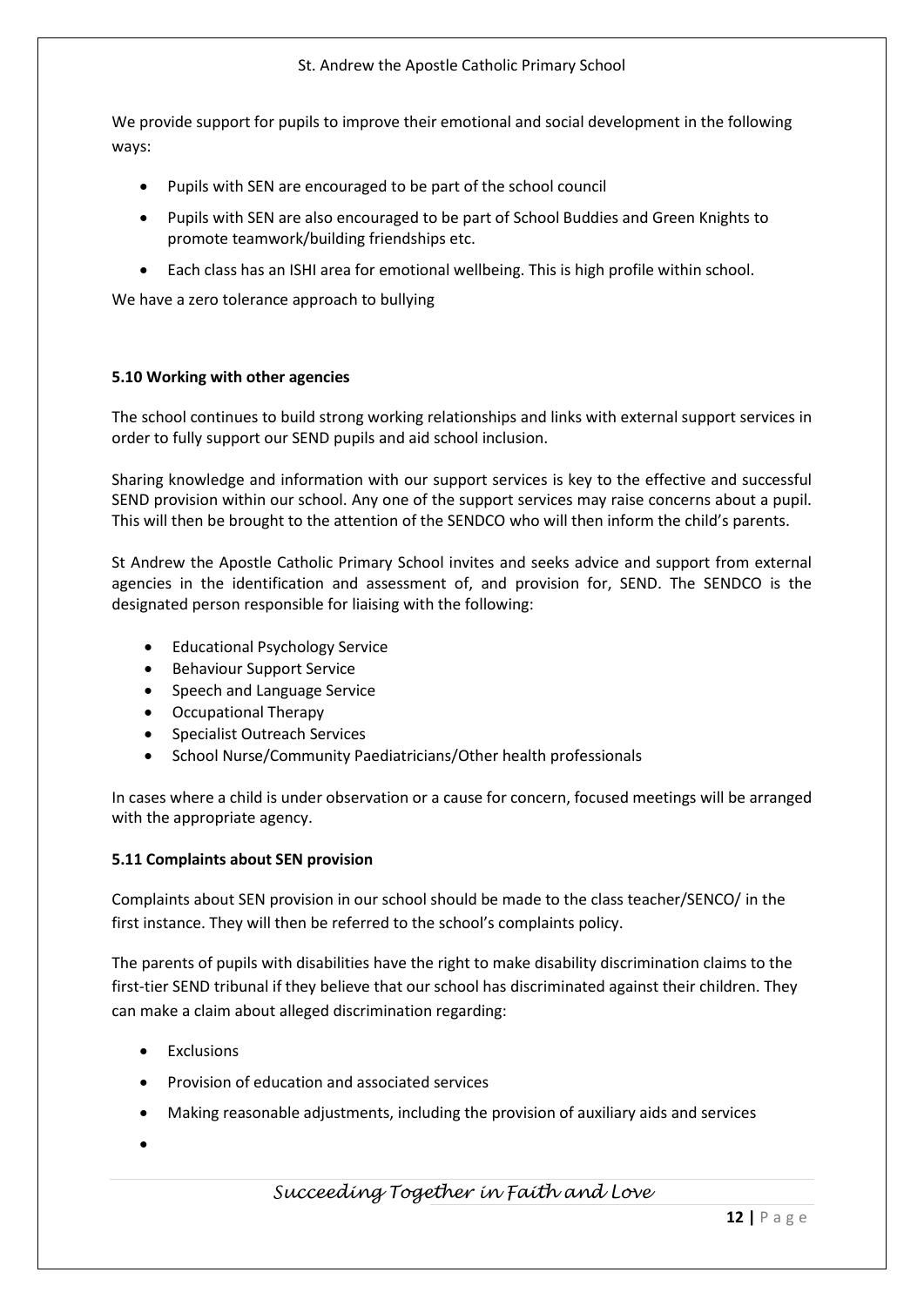We provide support for pupils to improve their emotional and social development in the following ways:

- Pupils with SEN are encouraged to be part of the school council
- Pupils with SEN are also encouraged to be part of School Buddies and Green Knights to promote teamwork/building friendships etc.
- Each class has an ISHI area for emotional wellbeing. This is high profile within school.

We have a zero tolerance approach to bullying

**5.10 Working with other agencies**

The school continues to build strong working relationships and links with external support services in order to fully support our SEND pupils and aid school inclusion.

Sharing knowledge and information with our support services is key to the effective and successful SEND provision within our school. Any one of the support services may raise concerns about a pupil. This will then be brought to the attention of the SENDCO who will then inform the child's parents.

St Andrew the Apostle Catholic Primary School invites and seeks advice and support from external agencies in the identification and assessment of, and provision for, SEND. The SENDCO is the designated person responsible for liaising with the following:

- Educational Psychology Service
- Behaviour Support Service
- Speech and Language Service
- Occupational Therapy
- Specialist Outreach Services
- School Nurse/Community Paediatricians/Other health professionals

In cases where a child is under observation or a cause for concern, focused meetings will be arranged with the appropriate agency.

**5.11 Complaints about SEN provision**

Complaints about SEN provision in our school should be made to the class teacher/SENCO/ in the first instance. They will then be referred to the school's complaints policy.

The parents of pupils with disabilities have the right to make disability discrimination claims to the first-tier SEND tribunal if they believe that our school has discriminated against their children. They can make a claim about alleged discrimination regarding:

- Exclusions
- Provision of education and associated services
- Making reasonable adjustments, including the provision of auxiliary aids and services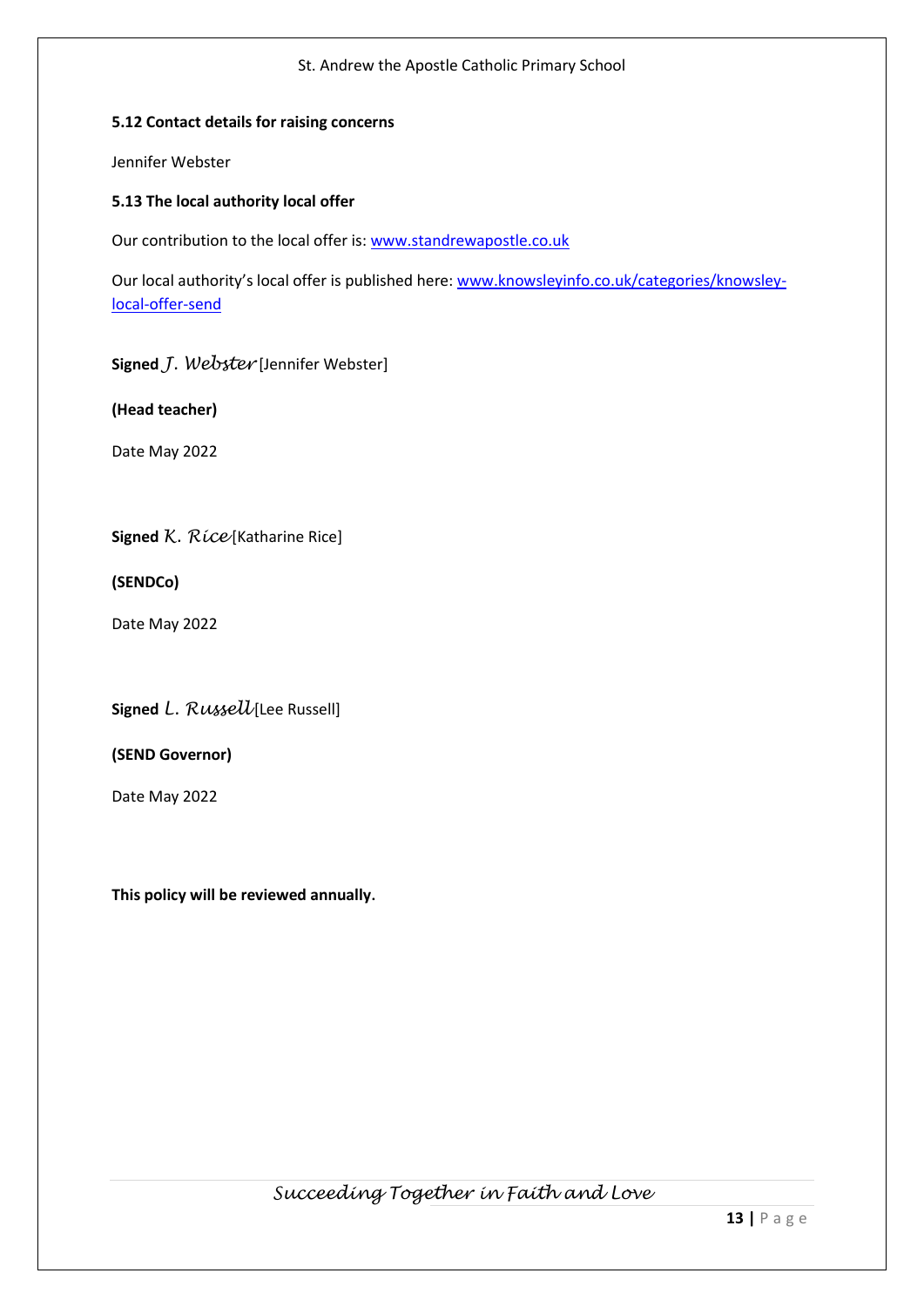**5.12 Contact details for raising concerns**

Jennifer Webster

**5.13 The local authority local offer**

Our contribution to the local offer is: [www.standrewapostle.co.uk](http://www.standrewapostle.co.uk)

Our local authority's local offer is published here: [www.knowsleyinfo.co.uk/categories/knowsley-local-offer-send](http://www.knowsleyinfo.co.uk/categories/knowsley-local-offer-send)

**Signed** *J. Webster* [Jennifer Webster]

**(Head teacher)**

Date May 2022

**Signed** *K. Rice* [Katharine Rice]

**(SENDCo)**

Date May 2022

**Signed** *L. Russell* [Lee Russell]

**(SEND Governor)**

Date May 2022

**This policy will be reviewed annually.**